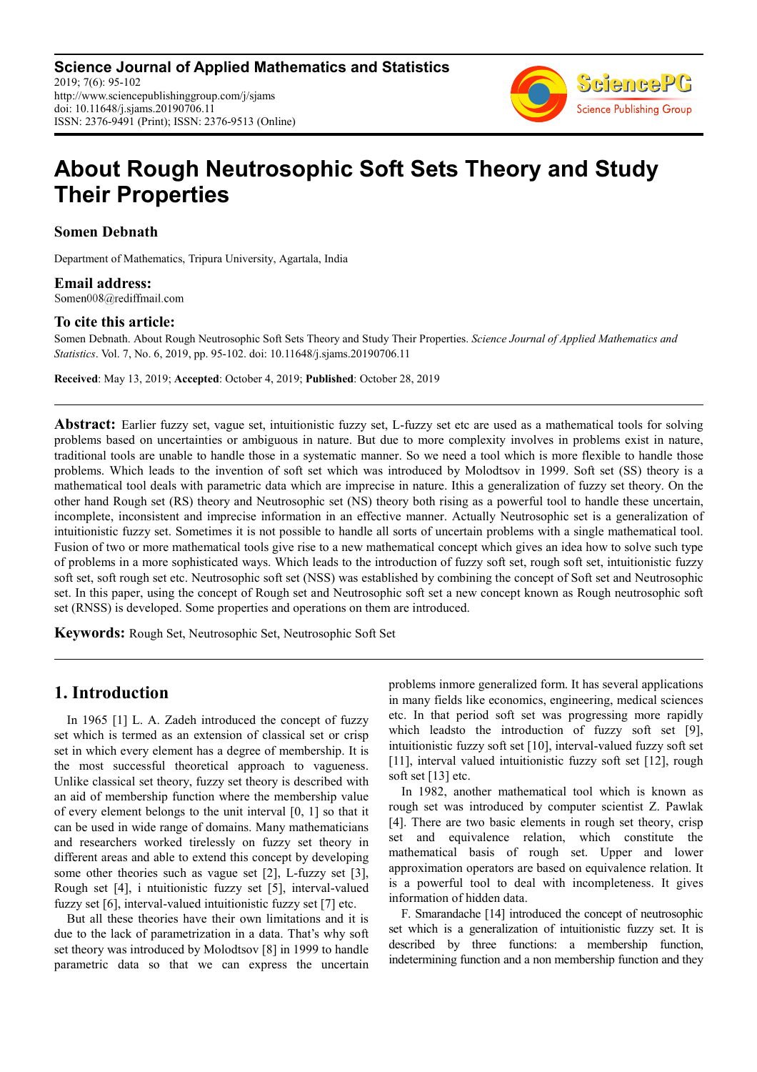**Science Journal of Applied Mathematics and Statistics**
2019; 7(6): 95-102
http://www.sciencepublishinggroup.com/j/sjams
doi: 10.11648/j.sjams.20190706.11
ISSN: 2376-9491 (Print); ISSN: 2376-9513 (Online)

# About Rough Neutrosophic Soft Sets Theory and Study Their Properties

**Somen Debnath**

Department of Mathematics, Tripura University, Agartala, India

### Email address:

Somen008@rediffmail.com

### To cite this article:

Somen Debnath. About Rough Neutrosophic Soft Sets Theory and Study Their Properties. *Science Journal of Applied Mathematics and Statistics*. Vol. 7, No. 6, 2019, pp. 95-102. doi: 10.11648/j.sjams.20190706.11

**Received**: May 13, 2019; **Accepted**: October 4, 2019; **Published**: October 28, 2019

---

**Abstract:** Earlier fuzzy set, vague set, intuitionistic fuzzy set, L-fuzzy set etc are used as a mathematical tools for solving problems based on uncertainties or ambiguous in nature. But due to more complexity involves in problems exist in nature, traditional tools are unable to handle those in a systematic manner. So we need a tool which is more flexible to handle those problems. Which leads to the invention of soft set which was introduced by Molodtsov in 1999. Soft set (SS) theory is a mathematical tool deals with parametric data which are imprecise in nature. Ithis a generalization of fuzzy set theory. On the other hand Rough set (RS) theory and Neutrosophic set (NS) theory both rising as a powerful tool to handle these uncertain, incomplete, inconsistent and imprecise information in an effective manner. Actually Neutrosophic set is a generalization of intuitionistic fuzzy set. Sometimes it is not possible to handle all sorts of uncertain problems with a single mathematical tool. Fusion of two or more mathematical tools give rise to a new mathematical concept which gives an idea how to solve such type of problems in a more sophisticated ways. Which leads to the introduction of fuzzy soft set, rough soft set, intuitionistic fuzzy soft set, soft rough set etc. Neutrosophic soft set (NSS) was established by combining the concept of Soft set and Neutrosophic set. In this paper, using the concept of Rough set and Neutrosophic soft set a new concept known as Rough neutrosophic soft set (RNSS) is developed. Some properties and operations on them are introduced.

**Keywords:** Rough Set, Neutrosophic Set, Neutrosophic Soft Set

---

## 1. Introduction

In 1965 [1] L. A. Zadeh introduced the concept of fuzzy set which is termed as an extension of classical set or crisp set in which every element has a degree of membership. It is the most successful theoretical approach to vagueness. Unlike classical set theory, fuzzy set theory is described with an aid of membership function where the membership value of every element belongs to the unit interval [0, 1] so that it can be used in wide range of domains. Many mathematicians and researchers worked tirelessly on fuzzy set theory in different areas and able to extend this concept by developing some other theories such as vague set [2], L-fuzzy set [3], Rough set [4], i ntuitionistic fuzzy set [5], interval-valued fuzzy set [6], interval-valued intuitionistic fuzzy set [7] etc.

But all these theories have their own limitations and it is due to the lack of parametrization in a data. That's why soft set theory was introduced by Molodtsov [8] in 1999 to handle parametric data so that we can express the uncertain problems inmore generalized form. It has several applications in many fields like economics, engineering, medical sciences etc. In that period soft set was progressing more rapidly which leadsto the introduction of fuzzy soft set [9], intuitionistic fuzzy soft set [10], interval-valued fuzzy soft set [11], interval valued intuitionistic fuzzy soft set [12], rough soft set [13] etc.

In 1982, another mathematical tool which is known as rough set was introduced by computer scientist Z. Pawlak [4]. There are two basic elements in rough set theory, crisp set and equivalence relation, which constitute the mathematical basis of rough set. Upper and lower approximation operators are based on equivalence relation. It is a powerful tool to deal with incompleteness. It gives information of hidden data.

F. Smarandache [14] introduced the concept of neutrosophic set which is a generalization of intuitionistic fuzzy set. It is described by three functions: a membership function, indetermining function and a non membership function and they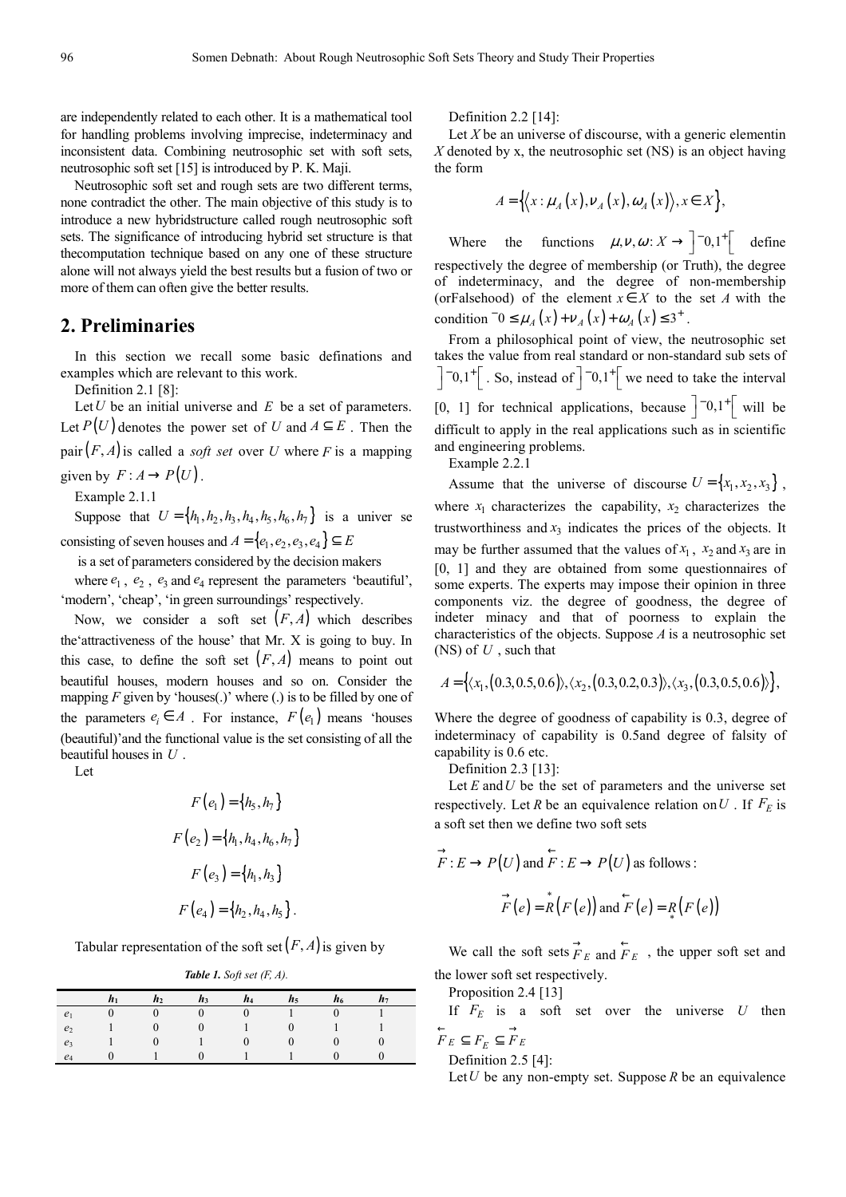are independently related to each other. It is a mathematical tool for handling problems involving imprecise, indeterminacy and inconsistent data. Combining neutrosophic set with soft sets, neutrosophic soft set [15] is introduced by P. K. Maji.

Neutrosophic soft set and rough sets are two different terms, none contradict the other. The main objective of this study is to introduce a new hybridstructure called rough neutrosophic soft sets. The significance of introducing hybrid set structure is that thecomputation technique based on any one of these structure alone will not always yield the best results but a fusion of two or more of them can often give the better results.

## 2. Preliminaries

In this section we recall some basic definations and examples which are relevant to this work.

Definition 2.1 [8]:

Let $U$ be an initial universe and $E$ be a set of parameters. Let $P(U)$ denotes the power set of $U$ and $A \subseteq E$. Then the pair $(F, A)$ is called a *soft set* over $U$ where $F$ is a mapping given by $F : A \to P(U)$.

Example 2.1.1

Suppose that $U = \{h_1, h_2, h_3, h_4, h_5, h_6, h_7\}$ is a univer se consisting of seven houses and $A = \{e_1, e_2, e_3, e_4\} \subseteq E$

is a set of parameters considered by the decision makers

where $e_1$, $e_2$, $e_3$ and $e_4$ represent the parameters 'beautiful', 'modern', 'cheap', 'in green surroundings' respectively.

Now, we consider a soft set $(F, A)$ which describes the'attractiveness of the house' that Mr. X is going to buy. In this case, to define the soft set $(F, A)$ means to point out beautiful houses, modern houses and so on. Consider the mapping $F$ given by 'houses(.)' where (.) is to be filled by one of the parameters $e_i \in A$. For instance, $F(e_1)$ means 'houses (beautiful)'and the functional value is the set consisting of all the beautiful houses in $U$.

Let

$$F(e_1) = \{h_5, h_7\}$$

$$F(e_2) = \{h_1, h_4, h_6, h_7\}$$

$$F(e_3) = \{h_1, h_3\}$$

$$F(e_4) = \{h_2, h_4, h_5\}.$$

Tabular representation of the soft set $(F, A)$ is given by

***Table 1.** Soft set (F, A).*

| | **h₁** | **h₂** | **h₃** | **h₄** | **h₅** | **h₆** | **h₇** |
|---|---|---|---|---|---|---|---|
| $e_1$ | 0 | 0 | 0 | 0 | 1 | 0 | 1 |
| $e_2$ | 1 | 0 | 0 | 1 | 0 | 1 | 1 |
| $e_3$ | 1 | 0 | 1 | 0 | 0 | 0 | 0 |
| $e_4$ | 0 | 1 | 0 | 1 | 1 | 0 | 0 |

Definition 2.2 [14]:

Let $X$ be an universe of discourse, with a generic elementin $X$ denoted by x, the neutrosophic set (NS) is an object having the form

$$A = \{\langle x : \mu_A(x), \nu_A(x), \omega_A(x) \rangle, x \in X\},$$

Where the functions $\mu, \nu, \omega : X \to \left]^{-}0, 1^{+}\right[$ define respectively the degree of membership (or Truth), the degree of indeterminacy, and the degree of non-membership (orFalsehood) of the element $x \in X$ to the set $A$ with the condition ${}^{-}0 \leq \mu_A(x) + \nu_A(x) + \omega_A(x) \leq 3^{+}$.

From a philosophical point of view, the neutrosophic set takes the value from real standard or non-standard sub sets of $\left]^{-}0, 1^{+}\right[$. So, instead of $\left]^{-}0, 1^{+}\right[$ we need to take the interval [0, 1] for technical applications, because $\left]^{-}0, 1^{+}\right[$ will be difficult to apply in the real applications such as in scientific and engineering problems.

Example 2.2.1

Assume that the universe of discourse $U = \{x_1, x_2, x_3\}$, where $x_1$ characterizes the capability, $x_2$ characterizes the trustworthiness and $x_3$ indicates the prices of the objects. It may be further assumed that the values of $x_1$, $x_2$ and $x_3$ are in [0, 1] and they are obtained from some questionnaires of some experts. The experts may impose their opinion in three components viz. the degree of goodness, the degree of indeter minacy and that of poorness to explain the characteristics of the objects. Suppose $A$ is a neutrosophic set (NS) of $U$, such that

$$A = \{\langle x_1, (0.3, 0.5, 0.6) \rangle, \langle x_2, (0.3, 0.2, 0.3) \rangle, \langle x_3, (0.3, 0.5, 0.6) \rangle\},$$

Where the degree of goodness of capability is 0.3, degree of indeterminacy of capability is 0.5and degree of falsity of capability is 0.6 etc.

Definition 2.3 [13]:

Let $E$ and $U$ be the set of parameters and the universe set respectively. Let $R$ be an equivalence relation on $U$. If $F_E$ is a soft set then we define two soft sets

$\vec{F} : E \to P(U)$ and $\overleftarrow{F} : E \to P(U)$ as follows:

$$\vec{F}(e) = \overset{*}{R}(F(e)) \text{ and } \overleftarrow{F}(e) = \underset{*}{R}(F(e))$$

We call the soft sets $\vec{F}_E$ and $\overleftarrow{F}_E$, the upper soft set and the lower soft set respectively.

Proposition 2.4 [13]

If $F_E$ is a soft set over the universe $U$ then $\overleftarrow{F}_E \subseteq F_E \subseteq \vec{F}_E$

Definition 2.5 [4]:

Let $U$ be any non-empty set. Suppose $R$ be an equivalence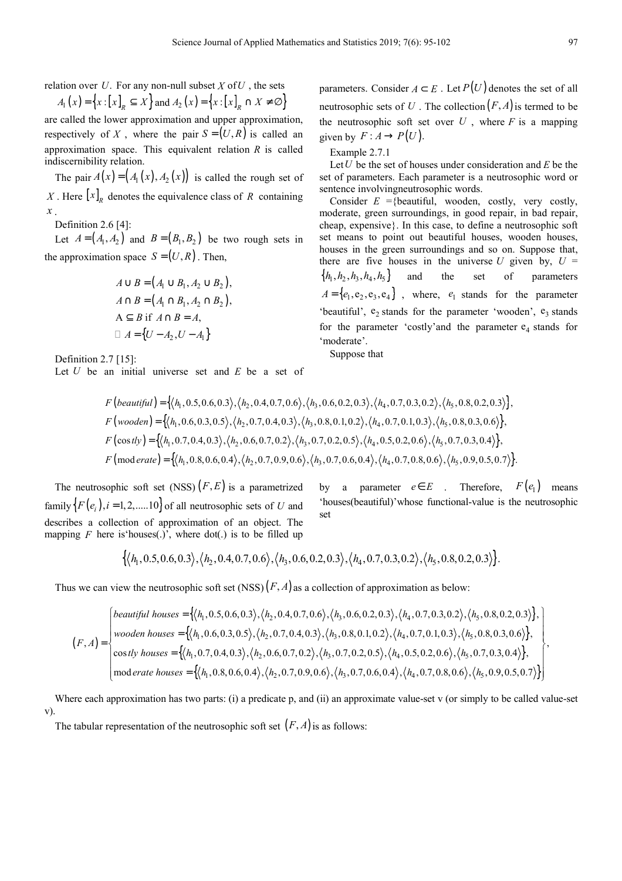relation over $U$. For any non-null subset $X$ of $U$, the sets

$A_1(x) = \{x : [x]_R \subseteq X\}$ and $A_2(x) = \{x : [x]_R \cap X \neq \emptyset\}$

are called the lower approximation and upper approximation, respectively of $X$, where the pair $S = (U, R)$ is called an approximation space. This equivalent relation $R$ is called indiscernibility relation.

The pair $A(x) = (A_1(x), A_2(x))$ is called the rough set of $X$. Here $[x]_R$ denotes the equivalence class of $R$ containing $x$.

Definition 2.6 [4]:

Let $A = (A_1, A_2)$ and $B = (B_1, B_2)$ be two rough sets in the approximation space $S = (U, R)$. Then,

$$A \cup B = (A_1 \cup B_1, A_2 \cup B_2),$$
$$A \cap B = (A_1 \cap B_1, A_2 \cap B_2),$$
$$A \subseteq B \text{ if } A \cap B = A,$$
$$\neg A = \{U - A_2, U - A_1\}$$

Definition 2.7 [15]:

Let $U$ be an initial universe set and $E$ be a set of parameters. Consider $A \subset E$. Let $P(U)$ denotes the set of all neutrosophic sets of $U$. The collection $(F, A)$ is termed to be the neutrosophic soft set over $U$, where $F$ is a mapping given by $F : A \to P(U)$.

Example 2.7.1

Let $U$ be the set of houses under consideration and $E$ be the set of parameters. Each parameter is a neutrosophic word or sentence involvingneutrosophic words.

Consider $E$ ={beautiful, wooden, costly, very costly, moderate, green surroundings, in good repair, in bad repair, cheap, expensive}. In this case, to define a neutrosophic soft set means to point out beautiful houses, wooden houses, houses in the green surroundings and so on. Suppose that, there are five houses in the universe $U$ given by, $U = \{h_1, h_2, h_3, h_4, h_5\}$ and the set of parameters $A = \{e_1, e_2, e_3, e_4\}$, where, $e_1$ stands for the parameter 'beautiful', $e_2$ stands for the parameter 'wooden', $e_3$ stands for the parameter 'costly'and the parameter $e_4$ stands for 'moderate'.

Suppose that

$$F(beautiful) = \{\langle h_1, 0.5, 0.6, 0.3\rangle, \langle h_2, 0.4, 0.7, 0.6\rangle, \langle h_3, 0.6, 0.2, 0.3\rangle, \langle h_4, 0.7, 0.3, 0.2\rangle, \langle h_5, 0.8, 0.2, 0.3\rangle\},$$
$$F(wooden) = \{\langle h_1, 0.6, 0.3, 0.5\rangle, \langle h_2, 0.7, 0.4, 0.3\rangle, \langle h_3, 0.8, 0.1, 0.2\rangle, \langle h_4, 0.7, 0.1, 0.3\rangle, \langle h_5, 0.8, 0.3, 0.6\rangle\},$$
$$F(\cos tly) = \{\langle h_1, 0.7, 0.4, 0.3\rangle, \langle h_2, 0.6, 0.7, 0.2\rangle, \langle h_3, 0.7, 0.2, 0.5\rangle, \langle h_4, 0.5, 0.2, 0.6\rangle, \langle h_5, 0.7, 0.3, 0.4\rangle\},$$
$$F(\text{mod}\,erate) = \{\langle h_1, 0.8, 0.6, 0.4\rangle, \langle h_2, 0.7, 0.9, 0.6\rangle, \langle h_3, 0.7, 0.6, 0.4\rangle, \langle h_4, 0.7, 0.8, 0.6\rangle, \langle h_5, 0.9, 0.5, 0.7\rangle\}.$$

The neutrosophic soft set (NSS) $(F, E)$ is a parametrized family $\{F(e_i), i = 1, 2, .....10\}$ of all neutrosophic sets of $U$ and describes a collection of approximation of an object. The mapping $F$ here is'houses(.)', where dot(.) is to be filled up by a parameter $e \in E$. Therefore, $F(e_1)$ means 'houses(beautiful)'whose functional-value is the neutrosophic set

$$\{\langle h_1, 0.5, 0.6, 0.3\rangle, \langle h_2, 0.4, 0.7, 0.6\rangle, \langle h_3, 0.6, 0.2, 0.3\rangle, \langle h_4, 0.7, 0.3, 0.2\rangle, \langle h_5, 0.8, 0.2, 0.3\rangle\}.$$

Thus we can view the neutrosophic soft set (NSS) $(F, A)$ as a collection of approximation as below:

$$(F, A) = \left\{ \begin{array}{l} beautiful\ houses = \{\langle h_1, 0.5, 0.6, 0.3\rangle, \langle h_2, 0.4, 0.7, 0.6\rangle, \langle h_3, 0.6, 0.2, 0.3\rangle, \langle h_4, 0.7, 0.3, 0.2\rangle, \langle h_5, 0.8, 0.2, 0.3\rangle\}, \\ wooden\ houses = \{\langle h_1, 0.6, 0.3, 0.5\rangle, \langle h_2, 0.7, 0.4, 0.3\rangle, \langle h_3, 0.8, 0.1, 0.2\rangle, \langle h_4, 0.7, 0.1, 0.3\rangle, \langle h_5, 0.8, 0.3, 0.6\rangle\}, \\ \cos tly\ houses = \{\langle h_1, 0.7, 0.4, 0.3\rangle, \langle h_2, 0.6, 0.7, 0.2\rangle, \langle h_3, 0.7, 0.2, 0.5\rangle, \langle h_4, 0.5, 0.2, 0.6\rangle, \langle h_5, 0.7, 0.3, 0.4\rangle\}, \\ \text{mod}\,erate\ houses = \{\langle h_1, 0.8, 0.6, 0.4\rangle, \langle h_2, 0.7, 0.9, 0.6\rangle, \langle h_3, 0.7, 0.6, 0.4\rangle, \langle h_4, 0.7, 0.8, 0.6\rangle, \langle h_5, 0.9, 0.5, 0.7\rangle\} \end{array} \right\},$$

Where each approximation has two parts: (i) a predicate p, and (ii) an approximate value-set v (or simply to be called value-set v).

The tabular representation of the neutrosophic soft set $(F, A)$ is as follows: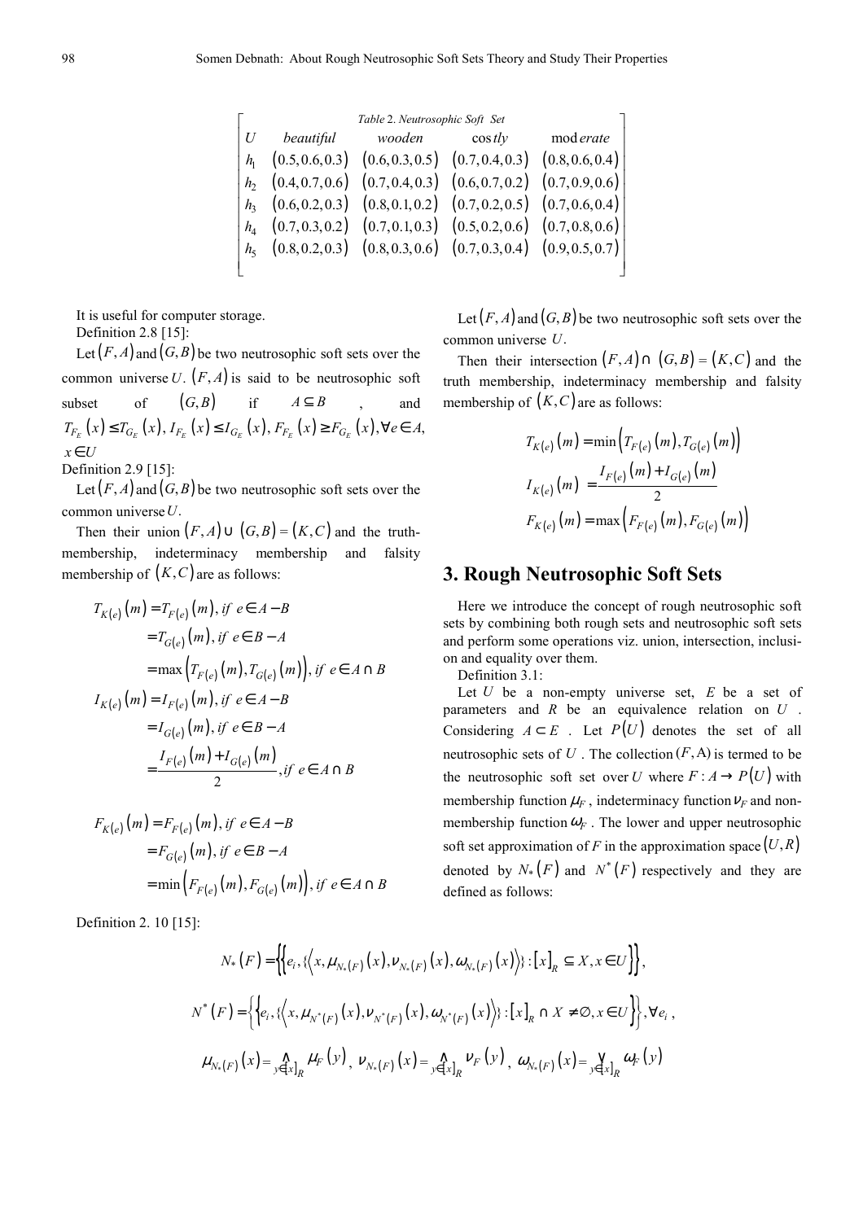*Table 2. Neutrosophic Soft Set*

| $U$ | *beautiful* | *wooden* | *costly* | *moderate* |
|---|---|---|---|---|
| $h_1$ | $(0.5,0.6,0.3)$ | $(0.6,0.3,0.5)$ | $(0.7,0.4,0.3)$ | $(0.8,0.6,0.4)$ |
| $h_2$ | $(0.4,0.7,0.6)$ | $(0.7,0.4,0.3)$ | $(0.6,0.7,0.2)$ | $(0.7,0.9,0.6)$ |
| $h_3$ | $(0.6,0.2,0.3)$ | $(0.8,0.1,0.2)$ | $(0.7,0.2,0.5)$ | $(0.7,0.6,0.4)$ |
| $h_4$ | $(0.7,0.3,0.2)$ | $(0.7,0.1,0.3)$ | $(0.5,0.2,0.6)$ | $(0.7,0.8,0.6)$ |
| $h_5$ | $(0.8,0.2,0.3)$ | $(0.8,0.3,0.6)$ | $(0.7,0.3,0.4)$ | $(0.9,0.5,0.7)$ |

It is useful for computer storage.

Definition 2.8 [15]:

Let $(F,A)$ and $(G,B)$ be two neutrosophic soft sets over the common universe $U$. $(F,A)$ is said to be neutrosophic soft subset of $(G,B)$ if $A \subseteq B$, and $T_{F_E}(x) \le T_{G_E}(x), I_{F_E}(x) \le I_{G_E}(x), F_{F_E}(x) \ge F_{G_E}(x), \forall e \in A, x \in U$

Definition 2.9 [15]:

Let $(F,A)$ and $(G,B)$ be two neutrosophic soft sets over the common universe $U$.

Then their union $(F,A) \cup (G,B) = (K,C)$ and the truth-membership, indeterminacy membership and falsity membership of $(K,C)$ are as follows:

$$
\begin{aligned}
T_{K(e)}(m) &= T_{F(e)}(m), \text{ if } e \in A-B \\
&= T_{G(e)}(m), \text{ if } e \in B-A \\
&= \max\left(T_{F(e)}(m), T_{G(e)}(m)\right), \text{ if } e \in A \cap B \\
I_{K(e)}(m) &= I_{F(e)}(m), \text{ if } e \in A-B \\
&= I_{G(e)}(m), \text{ if } e \in B-A \\
&= \frac{I_{F(e)}(m) + I_{G(e)}(m)}{2}, \text{ if } e \in A \cap B
\end{aligned}
$$

$$
\begin{aligned}
F_{K(e)}(m) &= F_{F(e)}(m), \text{ if } e \in A-B \\
&= F_{G(e)}(m), \text{ if } e \in B-A \\
&= \min\left(F_{F(e)}(m), F_{G(e)}(m)\right), \text{ if } e \in A \cap B
\end{aligned}
$$

Definition 2. 10 [15]:

Let $(F,A)$ and $(G,B)$ be two neutrosophic soft sets over the common universe $U$.

Then their intersection $(F,A) \cap (G,B) = (K,C)$ and the truth membership, indeterminacy membership and falsity membership of $(K,C)$ are as follows:

$$
\begin{aligned}
T_{K(e)}(m) &= \min\left(T_{F(e)}(m), T_{G(e)}(m)\right) \\
I_{K(e)}(m) &= \frac{I_{F(e)}(m) + I_{G(e)}(m)}{2} \\
F_{K(e)}(m) &= \max\left(F_{F(e)}(m), F_{G(e)}(m)\right)
\end{aligned}
$$

## 3. Rough Neutrosophic Soft Sets

Here we introduce the concept of rough neutrosophic soft sets by combining both rough sets and neutrosophic soft sets and perform some operations viz. union, intersection, inclusion and equality over them.

Definition 3.1:

Let $U$ be a non-empty universe set, $E$ be a set of parameters and $R$ be an equivalence relation on $U$. Considering $A \subset E$. Let $P(U)$ denotes the set of all neutrosophic sets of $U$. The collection $(F,A)$ is termed to be the neutrosophic soft set over $U$ where $F: A \to P(U)$ with membership function $\mu_F$, indeterminacy function $\nu_F$ and non-membership function $\omega_F$. The lower and upper neutrosophic soft set approximation of $F$ in the approximation space $(U,R)$ denoted by $N_*(F)$ and $N^*(F)$ respectively and they are defined as follows:

$$
N_*(F) = \left\{\left\{e_i, \{\left\langle x, \mu_{N_*(F)}(x), \nu_{N_*(F)}(x), \omega_{N_*(F)}(x)\right\rangle\} : [x]_R \subseteq X, x \in U\right\}\right\},
$$

$$
N^*(F) = \left\{\left\{e_i, \{\left\langle x, \mu_{N^*(F)}(x), \nu_{N^*(F)}(x), \omega_{N^*(F)}(x)\right\rangle\} : [x]_R \cap X \ne \emptyset, x \in U\right\}\right\}, \forall e_i,
$$

$$
\mu_{N_*(F)}(x) = \bigwedge_{y \in [x]_R} \mu_F(y), \quad \nu_{N_*(F)}(x) = \bigwedge_{y \in [x]_R} \nu_F(y), \quad \omega_{N_*(F)}(x) = \bigvee_{y \in [x]_R} \omega_F(y)
$$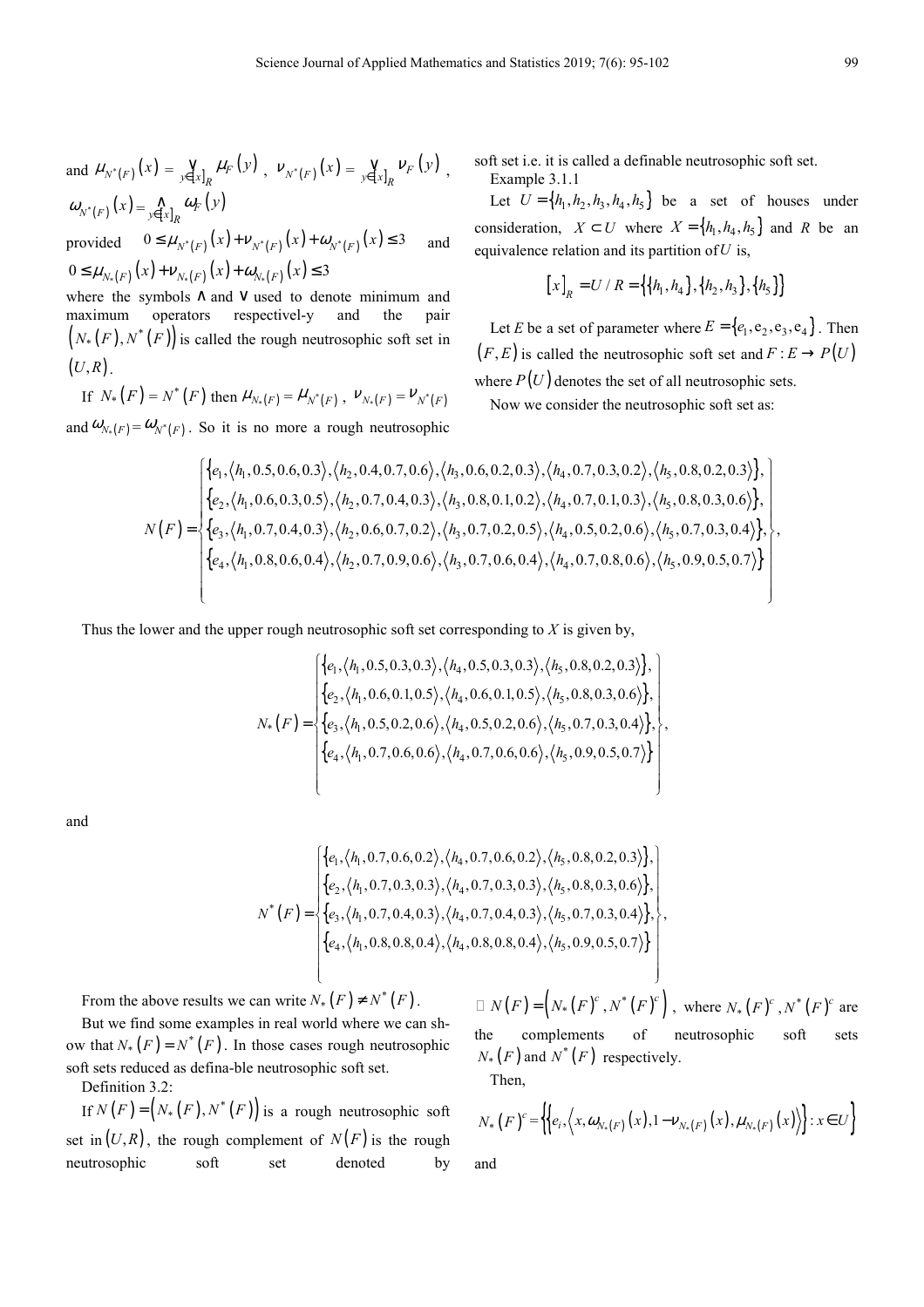and $\mu_{N^*(F)}(x) = \bigvee_{y \in [x]_R} \mu_F(y)$, $\nu_{N^*(F)}(x) = \bigvee_{y \in [x]_R} \nu_F(y)$, $\omega_{N^*(F)}(x) = \bigwedge_{y \in [x]_R} \omega_F(y)$

provided $0 \le \mu_{N^*(F)}(x) + \nu_{N^*(F)}(x) + \omega_{N^*(F)}(x) \le 3$ and $0 \le \mu_{N_*(F)}(x) + \nu_{N_*(F)}(x) + \omega_{N_*(F)}(x) \le 3$

where the symbols $\wedge$ and $\vee$ used to denote minimum and maximum operators respectivel-y and the pair $(N_*(F), N^*(F))$ is called the rough neutrosophic soft set in $(U, R)$.

If $N_*(F) = N^*(F)$ then $\mu_{N_*(F)} = \mu_{N^*(F)}$, $\nu_{N_*(F)} = \nu_{N^*(F)}$ and $\omega_{N_*(F)} = \omega_{N^*(F)}$. So it is no more a rough neutrosophic soft set i.e. it is called a definable neutrosophic soft set.

Example 3.1.1

Let $U = \{h_1, h_2, h_3, h_4, h_5\}$ be a set of houses under consideration, $X \subset U$ where $X = \{h_1, h_4, h_5\}$ and $R$ be an equivalence relation and its partition of $U$ is,

$$[x]_R = U / R = \{\{h_1, h_4\}, \{h_2, h_3\}, \{h_5\}\}$$

Let $E$ be a set of parameter where $E = \{e_1, e_2, e_3, e_4\}$. Then $(F, E)$ is called the neutrosophic soft set and $F : E \to P(U)$ where $P(U)$ denotes the set of all neutrosophic sets.

Now we consider the neutrosophic soft set as:

$$N(F) = \left\{ \begin{array}{l} \{e_1, \langle h_1, 0.5, 0.6, 0.3\rangle, \langle h_2, 0.4, 0.7, 0.6\rangle, \langle h_3, 0.6, 0.2, 0.3\rangle, \langle h_4, 0.7, 0.3, 0.2\rangle, \langle h_5, 0.8, 0.2, 0.3\rangle\}, \\ \{e_2, \langle h_1, 0.6, 0.3, 0.5\rangle, \langle h_2, 0.7, 0.4, 0.3\rangle, \langle h_3, 0.8, 0.1, 0.2\rangle, \langle h_4, 0.7, 0.1, 0.3\rangle, \langle h_5, 0.8, 0.3, 0.6\rangle\}, \\ \{e_3, \langle h_1, 0.7, 0.4, 0.3\rangle, \langle h_2, 0.6, 0.7, 0.2\rangle, \langle h_3, 0.7, 0.2, 0.5\rangle, \langle h_4, 0.5, 0.2, 0.6\rangle, \langle h_5, 0.7, 0.3, 0.4\rangle\}, \\ \{e_4, \langle h_1, 0.8, 0.6, 0.4\rangle, \langle h_2, 0.7, 0.9, 0.6\rangle, \langle h_3, 0.7, 0.6, 0.4\rangle, \langle h_4, 0.7, 0.8, 0.6\rangle, \langle h_5, 0.9, 0.5, 0.7\rangle\} \end{array} \right\},$$

Thus the lower and the upper rough neutrosophic soft set corresponding to $X$ is given by,

$$N_*(F) = \left\{ \begin{array}{l} \{e_1, \langle h_1, 0.5, 0.3, 0.3\rangle, \langle h_4, 0.5, 0.3, 0.3\rangle, \langle h_5, 0.8, 0.2, 0.3\rangle\}, \\ \{e_2, \langle h_1, 0.6, 0.1, 0.5\rangle, \langle h_4, 0.6, 0.1, 0.5\rangle, \langle h_5, 0.8, 0.3, 0.6\rangle\}, \\ \{e_3, \langle h_1, 0.5, 0.2, 0.6\rangle, \langle h_4, 0.5, 0.2, 0.6\rangle, \langle h_5, 0.7, 0.3, 0.4\rangle\}, \\ \{e_4, \langle h_1, 0.7, 0.6, 0.6\rangle, \langle h_4, 0.7, 0.6, 0.6\rangle, \langle h_5, 0.9, 0.5, 0.7\rangle\} \end{array} \right\},$$

and

$$N^*(F) = \left\{ \begin{array}{l} \{e_1, \langle h_1, 0.7, 0.6, 0.2\rangle, \langle h_4, 0.7, 0.6, 0.2\rangle, \langle h_5, 0.8, 0.2, 0.3\rangle\}, \\ \{e_2, \langle h_1, 0.7, 0.3, 0.3\rangle, \langle h_4, 0.7, 0.3, 0.3\rangle, \langle h_5, 0.8, 0.3, 0.6\rangle\}, \\ \{e_3, \langle h_1, 0.7, 0.4, 0.3\rangle, \langle h_4, 0.7, 0.4, 0.3\rangle, \langle h_5, 0.7, 0.3, 0.4\rangle\}, \\ \{e_4, \langle h_1, 0.8, 0.8, 0.4\rangle, \langle h_4, 0.8, 0.8, 0.4\rangle, \langle h_5, 0.9, 0.5, 0.7\rangle\} \end{array} \right\},$$

From the above results we can write $N_*(F) \ne N^*(F)$.

But we find some examples in real world where we can sh-ow that $N_*(F) = N^*(F)$. In those cases rough neutrosophic soft sets reduced as defina-ble neutrosophic soft set.

Definition 3.2:

If $N(F) = (N_*(F), N^*(F))$ is a rough neutrosophic soft set in $(U, R)$, the rough complement of $N(F)$ is the rough neutrosophic soft set denoted by $\sim N(F) = (N_*(F)^c, N^*(F)^c)$, where $N_*(F)^c, N^*(F)^c$ are the complements of neutrosophic soft sets $N_*(F)$ and $N^*(F)$ respectively.

Then,

$$N_*(F)^c = \left\{ \left\{ e_i, \left\langle x, \omega_{N_*(F)}(x), 1 - \nu_{N_*(F)}(x), \mu_{N_*(F)}(x) \right\rangle \right\} : x \in U \right\}$$

and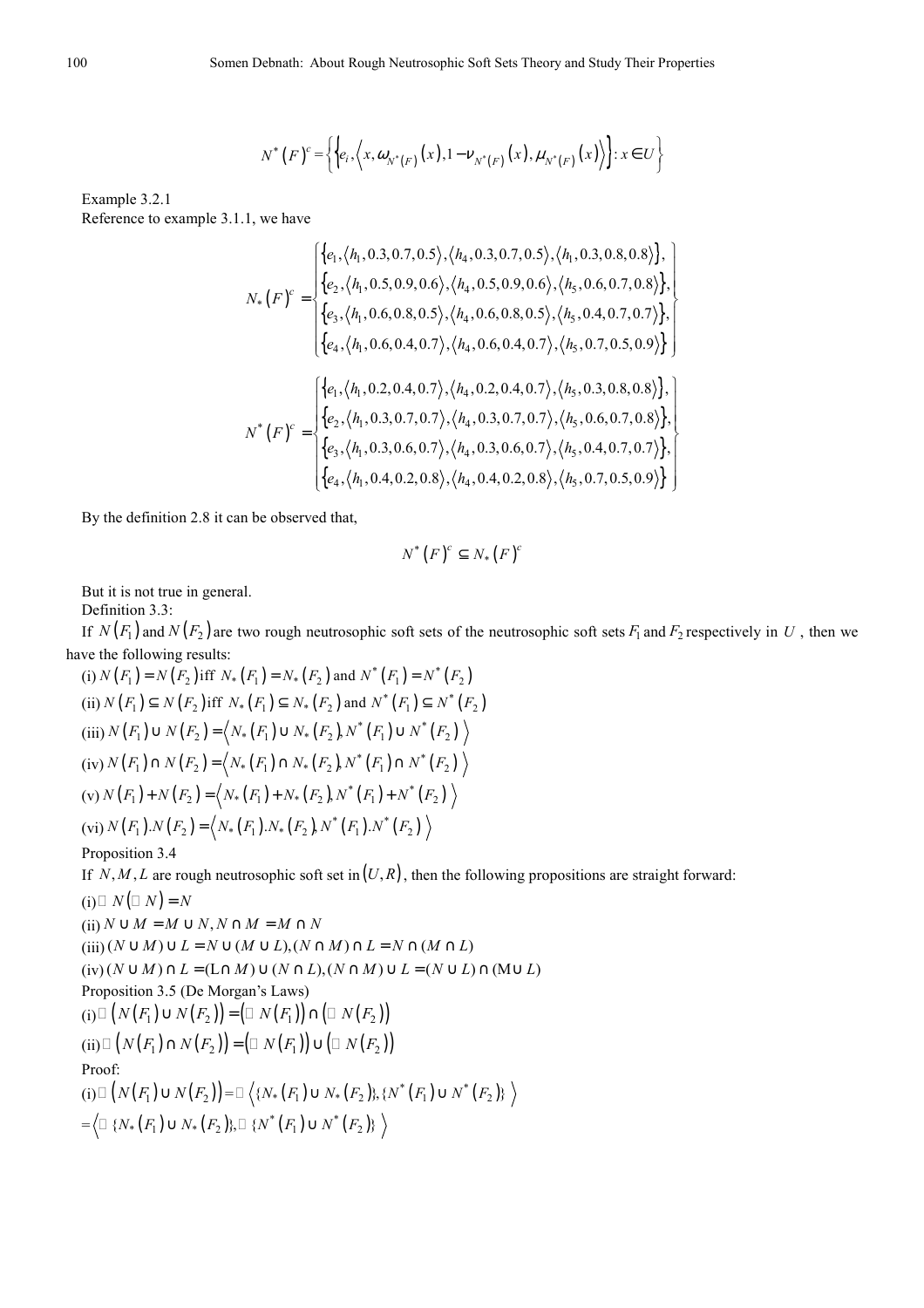$$N^*(F)^c = \left\{ \left\{ e_i, \left\langle x, \omega_{N^*(F)}(x), 1-\nu_{N^*(F)}(x), \mu_{N^*(F)}(x) \right\rangle \right\} : x \in U \right\}$$

Example 3.2.1

Reference to example 3.1.1, we have

$$N_*(F)^c = \begin{Bmatrix} \left\{ e_1, \langle h_1, 0.3, 0.7, 0.5 \rangle, \langle h_4, 0.3, 0.7, 0.5 \rangle, \langle h_1, 0.3, 0.8, 0.8 \rangle \right\}, \\ \left\{ e_2, \langle h_1, 0.5, 0.9, 0.6 \rangle, \langle h_4, 0.5, 0.9, 0.6 \rangle, \langle h_5, 0.6, 0.7, 0.8 \rangle \right\}, \\ \left\{ e_3, \langle h_1, 0.6, 0.8, 0.5 \rangle, \langle h_4, 0.6, 0.8, 0.5 \rangle, \langle h_5, 0.4, 0.7, 0.7 \rangle \right\}, \\ \left\{ e_4, \langle h_1, 0.6, 0.4, 0.7 \rangle, \langle h_4, 0.6, 0.4, 0.7 \rangle, \langle h_5, 0.7, 0.5, 0.9 \rangle \right\} \end{Bmatrix}$$

$$N^*(F)^c = \begin{Bmatrix} \left\{ e_1, \langle h_1, 0.2, 0.4, 0.7 \rangle, \langle h_4, 0.2, 0.4, 0.7 \rangle, \langle h_5, 0.3, 0.8, 0.8 \rangle \right\}, \\ \left\{ e_2, \langle h_1, 0.3, 0.7, 0.7 \rangle, \langle h_4, 0.3, 0.7, 0.7 \rangle, \langle h_5, 0.6, 0.7, 0.8 \rangle \right\}, \\ \left\{ e_3, \langle h_1, 0.3, 0.6, 0.7 \rangle, \langle h_4, 0.3, 0.6, 0.7 \rangle, \langle h_5, 0.4, 0.7, 0.7 \rangle \right\}, \\ \left\{ e_4, \langle h_1, 0.4, 0.2, 0.8 \rangle, \langle h_4, 0.4, 0.2, 0.8 \rangle, \langle h_5, 0.7, 0.5, 0.9 \rangle \right\} \end{Bmatrix}$$

By the definition 2.8 it can be observed that,

$$N^*(F)^c \subseteq N_*(F)^c$$

But it is not true in general.

Definition 3.3:

If $N(F_1)$ and $N(F_2)$ are two rough neutrosophic soft sets of the neutrosophic soft sets $F_1$ and $F_2$ respectively in $U$, then we have the following results:

(i) $N(F_1) = N(F_2)$ iff $N_*(F_1) = N_*(F_2)$ and $N^*(F_1) = N^*(F_2)$

(ii) $N(F_1) \subseteq N(F_2)$ iff $N_*(F_1) \subseteq N_*(F_2)$ and $N^*(F_1) \subseteq N^*(F_2)$

(iii) $N(F_1) \cup N(F_2) = \left\langle N_*(F_1) \cup N_*(F_2), N^*(F_1) \cup N^*(F_2) \right\rangle$

(iv) $N(F_1) \cap N(F_2) = \left\langle N_*(F_1) \cap N_*(F_2), N^*(F_1) \cap N^*(F_2) \right\rangle$

(v) $N(F_1) + N(F_2) = \left\langle N_*(F_1) + N_*(F_2), N^*(F_1) + N^*(F_2) \right\rangle$

(vi) $N(F_1).N(F_2) = \left\langle N_*(F_1).N_*(F_2), N^*(F_1).N^*(F_2) \right\rangle$

Proposition 3.4

If $N, M, L$ are rough neutrosophic soft set in $(U, R)$, then the following propositions are straight forward:

(i) $\Box N(\Box N) = N$

(ii) $N \cup M = M \cup N, N \cap M = M \cap N$

(iii) $(N \cup M) \cup L = N \cup (M \cup L), (N \cap M) \cap L = N \cap (M \cap L)$

(iv) $(N \cup M) \cap L = (L \cap M) \cup (N \cap L), (N \cap M) \cup L = (N \cup L) \cap (M \cup L)$

Proposition 3.5 (De Morgan's Laws)

(i) $\Box \left( N(F_1) \cup N(F_2) \right) = \left( \Box N(F_1) \right) \cap \left( \Box N(F_2) \right)$

(ii) $\Box \left( N(F_1) \cap N(F_2) \right) = \left( \Box N(F_1) \right) \cup \left( \Box N(F_2) \right)$

Proof:

(i) $\Box \left( N(F_1) \cup N(F_2) \right) = \Box \left\langle \{N_*(F_1) \cup N_*(F_2)\}, \{N^*(F_1) \cup N^*(F_2)\} \right\rangle$

$= \left\langle \Box \{N_*(F_1) \cup N_*(F_2)\}, \Box \{N^*(F_1) \cup N^*(F_2)\} \right\rangle$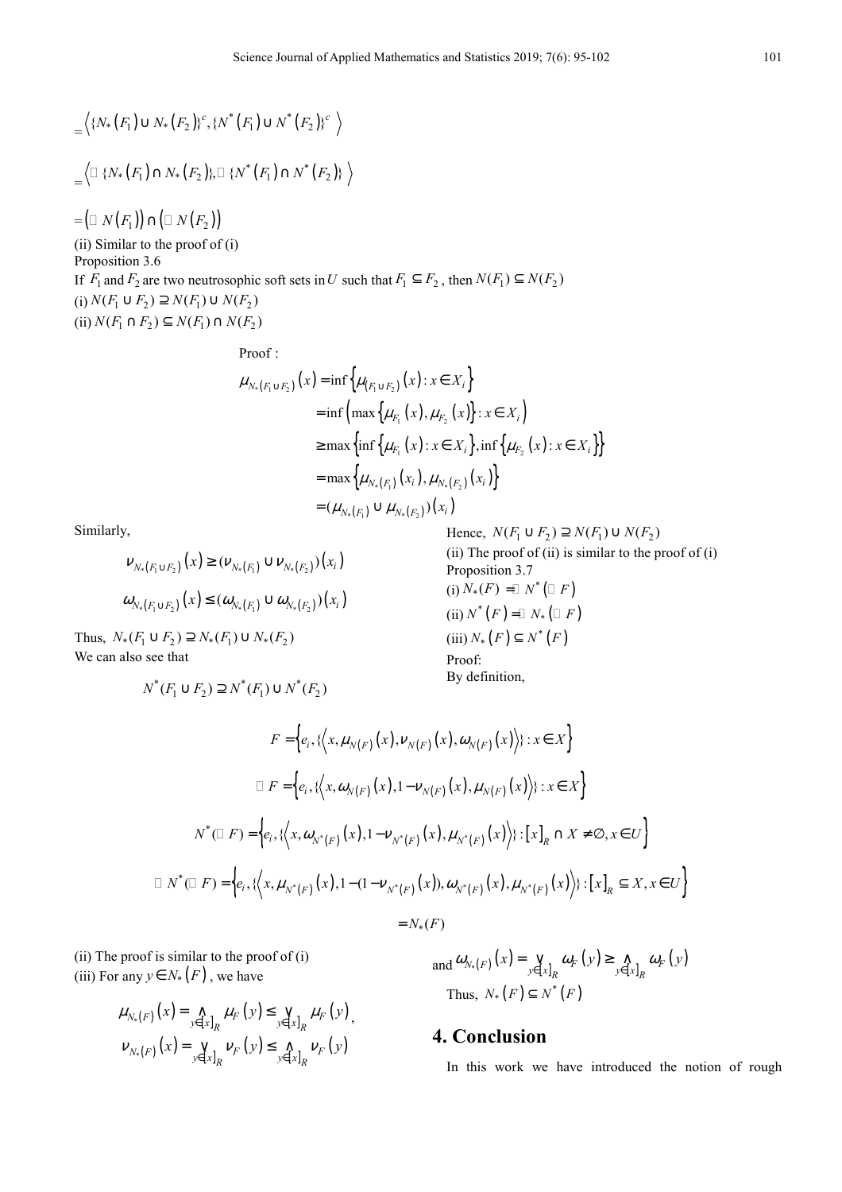$$= \left\langle \{N_*(F_1) \cup N_*(F_2)\}^c, \{N^*(F_1) \cup N^*(F_2)\}^c \right\rangle$$

$$= \left\langle \square \{N_*(F_1) \cap N_*(F_2)\}, \square \{N^*(F_1) \cap N^*(F_2)\} \right\rangle$$

$$= \left(\square N(F_1)\right) \cap \left(\square N(F_2)\right)$$

(ii) Similar to the proof of (i)

Proposition 3.6

If $F_1$ and $F_2$ are two neutrosophic soft sets in $U$ such that $F_1 \subseteq F_2$, then $N(F_1) \subseteq N(F_2)$

(i) $N(F_1 \cup F_2) \supseteq N(F_1) \cup N(F_2)$

(ii) $N(F_1 \cap F_2) \subseteq N(F_1) \cap N(F_2)$

Proof :

$$\begin{aligned}
\mu_{N_*(F_1 \cup F_2)}(x) &= \inf\left\{\mu_{(F_1 \cup F_2)}(x) : x \in X_i\right\} \\
&= \inf\left(\max\left\{\mu_{F_1}(x), \mu_{F_2}(x)\right\} : x \in X_i\right) \\
&\geq \max\left\{\inf\left\{\mu_{F_1}(x) : x \in X_i\right\}, \inf\left\{\mu_{F_2}(x) : x \in X_i\right\}\right\} \\
&= \max\left\{\mu_{N_*(F_1)}(x_i), \mu_{N_*(F_2)}(x_i)\right\} \\
&= (\mu_{N_*(F_1)} \cup \mu_{N_*(F_2)})(x_i)
\end{aligned}$$

Similarly,

$$\nu_{N_*(F_1 \cup F_2)}(x) \geq (\nu_{N_*(F_1)} \cup \nu_{N_*(F_2)})(x_i)$$

$$\omega_{N_*(F_1 \cup F_2)}(x) \leq (\omega_{N_*(F_1)} \cup \omega_{N_*(F_2)})(x_i)$$

Thus, $N_*(F_1 \cup F_2) \supseteq N_*(F_1) \cup N_*(F_2)$

We can also see that

$$N^*(F_1 \cup F_2) \supseteq N^*(F_1) \cup N^*(F_2)$$

Hence, $N(F_1 \cup F_2) \supseteq N(F_1) \cup N(F_2)$

(ii) The proof of (ii) is similar to the proof of (i)

Proposition 3.7

(i) $N_*(F) = \square N^*(\square F)$

(ii) $N^*(F) = \square N_*(\square F)$

(iii) $N_*(F) \subseteq N^*(F)$

Proof:

By definition,

$$F = \left\{e_i, \{\left\langle x, \mu_{N(F)}(x), \nu_{N(F)}(x), \omega_{N(F)}(x)\right\rangle\} : x \in X\right\}$$

$$\square F = \left\{e_i, \{\left\langle x, \omega_{N(F)}(x), 1 - \nu_{N(F)}(x), \mu_{N(F)}(x)\right\rangle\} : x \in X\right\}$$

$$N^*(\square F) = \left\{e_i, \{\left\langle x, \omega_{N^*(F)}(x), 1 - \nu_{N^*(F)}(x), \mu_{N^*(F)}(x)\right\rangle\} : [x]_R \cap X \neq \varnothing, x \in U\right\}$$

$$\square N^*(\square F) = \left\{e_i, \{\left\langle x, \mu_{N^*(F)}(x), 1 - (1 - \nu_{N^*(F)}(x)), \omega_{N^*(F)}(x), \mu_{N^*(F)}(x)\right\rangle\} : [x]_R \subseteq X, x \in U\right\}$$

$$= N_*(F)$$

(ii) The proof is similar to the proof of (i)

(iii) For any $y \in N_*(F)$, we have

$$\mu_{N_*(F)}(x) = \bigwedge_{y \in [x]_R} \mu_F(y) \leq \bigvee_{y \in [x]_R} \mu_F(y),$$

$$\nu_{N_*(F)}(x) = \bigvee_{y \in [x]_R} \nu_F(y) \leq \bigwedge_{y \in [x]_R} \nu_F(y)$$

and $\omega_{N_*(F)}(x) = \bigvee_{y \in [x]_R} \omega_F(y) \geq \bigwedge_{y \in [x]_R} \omega_F(y)$

Thus, $N_*(F) \subseteq N^*(F)$

## 4. Conclusion

In this work we have introduced the notion of rough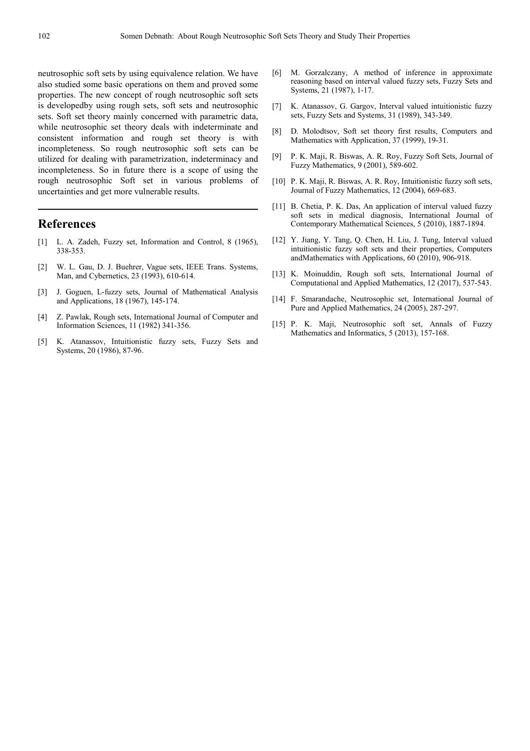neutrosophic soft sets by using equivalence relation. We have also studied some basic operations on them and proved some properties. The new concept of rough neutrosophic soft sets is developedby using rough sets, soft sets and neutrosophic sets. Soft set theory mainly concerned with parametric data, while neutrosophic set theory deals with indeterminate and consistent information and rough set theory is with incompleteness. So rough neutrosophic soft sets can be utilized for dealing with parametrization, indeterminacy and incompleteness. So in future there is a scope of using the rough neutrosophic Soft set in various problems of uncertainties and get more vulnerable results.

## References

[1] L. A. Zadeh, Fuzzy set, Information and Control, 8 (1965), 338-353.

[2] W. L. Gau, D. J. Buehrer, Vague sets, IEEE Trans. Systems, Man, and Cybernetics, 23 (1993), 610-614.

[3] J. Goguen, L-fuzzy sets, Journal of Mathematical Analysis and Applications, 18 (1967), 145-174.

[4] Z. Pawlak, Rough sets, International Journal of Computer and Information Sciences, 11 (1982) 341-356.

[5] K. Atanassov, Intuitionistic fuzzy sets, Fuzzy Sets and Systems, 20 (1986), 87-96.

[6] M. Gorzalczany, A method of inference in approximate reasoning based on interval valued fuzzy sets, Fuzzy Sets and Systems, 21 (1987), 1-17.

[7] K. Atanassov, G. Gargov, Interval valued intuitionistic fuzzy sets, Fuzzy Sets and Systems, 31 (1989), 343-349.

[8] D. Molodtsov, Soft set theory first results, Computers and Mathematics with Application, 37 (1999), 19-31.

[9] P. K. Maji, R. Biswas, A. R. Roy, Fuzzy Soft Sets, Journal of Fuzzy Mathematics, 9 (2001), 589-602.

[10] P. K. Maji, R. Biswas, A. R. Roy, Intuitionistic fuzzy soft sets, Journal of Fuzzy Mathematics, 12 (2004), 669-683.

[11] B. Chetia, P. K. Das, An application of interval valued fuzzy soft sets in medical diagnosis, International Journal of Contemporary Mathematical Sciences, 5 (2010), 1887-1894.

[12] Y. Jiang, Y. Tang, Q. Chen, H. Liu, J. Tung, Interval valued intuitionistic fuzzy soft sets and their properties, Computers andMathematics with Applications, 60 (2010), 906-918.

[13] K. Moinuddin, Rough soft sets, International Journal of Computational and Applied Mathematics, 12 (2017), 537-543.

[14] F. Smarandache, Neutrosophic set, International Journal of Pure and Applied Mathematics, 24 (2005), 287-297.

[15] P. K. Maji, Neutrosophic soft set, Annals of Fuzzy Mathematics and Informatics, 5 (2013), 157-168.